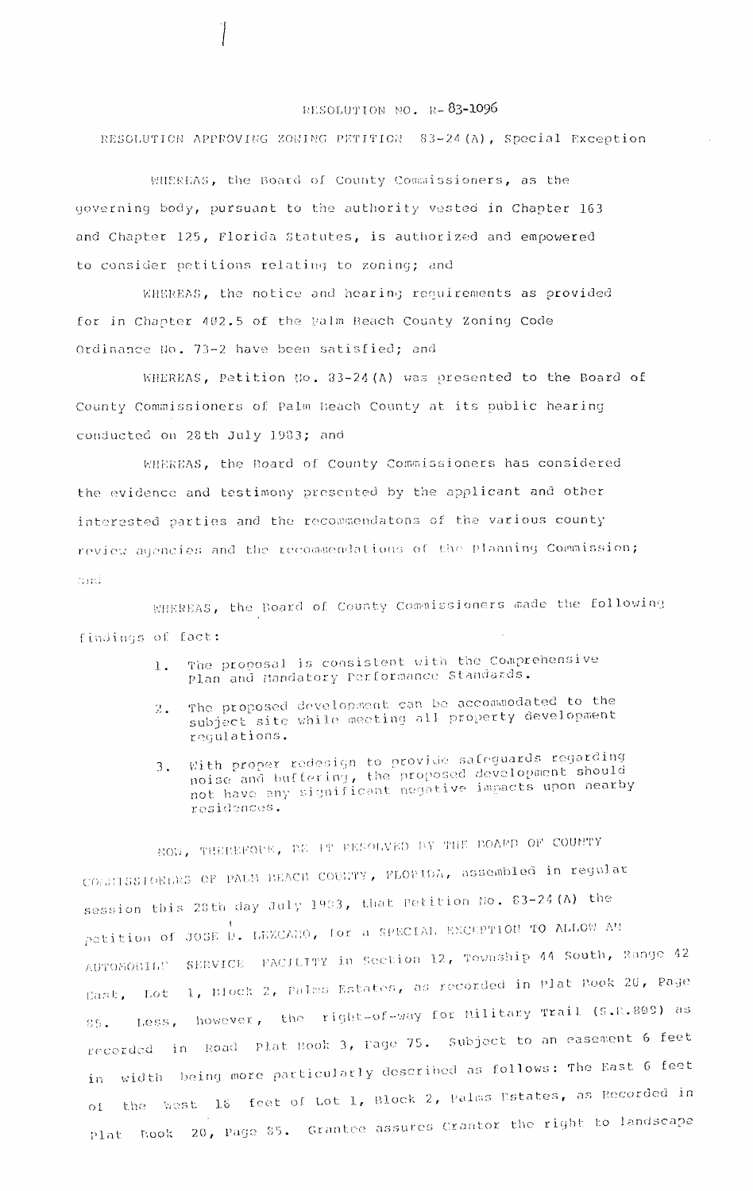RESOLUTION NO. R-83-1096

RESOLUTION APPROVING ZONING PETITION 83-24(A), Special Exception

WHEREAS, the Board of County Commissioners, as the governing body, pursuant to the authority vested in Chapter 163 and Chapter 125, Florida Statutes, is authorized and empowered to consider petitions relating to zoning; and

WHEREAS, the notice and hearing requirements as provided for in Chapter 402.5 of the Palm Beach County Zoning Code Ordinance No. 73-2 have been satisfied; and

WHEREAS, Petition No. 83-24(A) was presented to the Board of County Commissioners of Palm Beach County at its public hearing conducted on 28th July 1983; and

WHEREAS, the Board of County Commissioners has considered the evidence and testimony presented by the applicant and other interested parties and the recommendatons of the various county review agencies and the recommendations of the Planning Commission; and

WHEREAS, the Board of County Commissioners made the following findings of fact:

1. The proposal is consistent with the Comprehensive Plan and Mandatory Performance Standards.
2. The proposed development can be accommodated to the subject site while meeting all property development regulations.
3. With proper redesign to provide safeguards regarding noise and buffering, the proposed development should not have any significant negative impacts upon nearby residences.

NOW, THEREFORE, BE IT RESOLVED BY THE BOARD OF COUNTY COMMISSIONERS OF PALM BEACH COUNTY, FLORIDA, assembled in regular session this 28th day July 1983, that Petition No. 83-24(A) the petition of JOSE D. LEZCANO, for a SPECIAL EXCEPTION TO ALLOW AN AUTOMOBILE SERVICE FACILITY in Section 12, Township 44 South, Range 42 East, Lot 1, Block 2, Palms Estates, as recorded in Plat Book 20, Page 85. Less, however, the right-of-way for Military Trail (S.R.809) as recorded in Road Plat Book 3, Page 75. Subject to an easement 6 feet in width being more particularly described as follows: The East 6 feet of the West 16 feet of Lot 1, Block 2, Palms Estates, as Recorded in Plat Book 20, Page 85. Grantee assures Grantor the right to landscape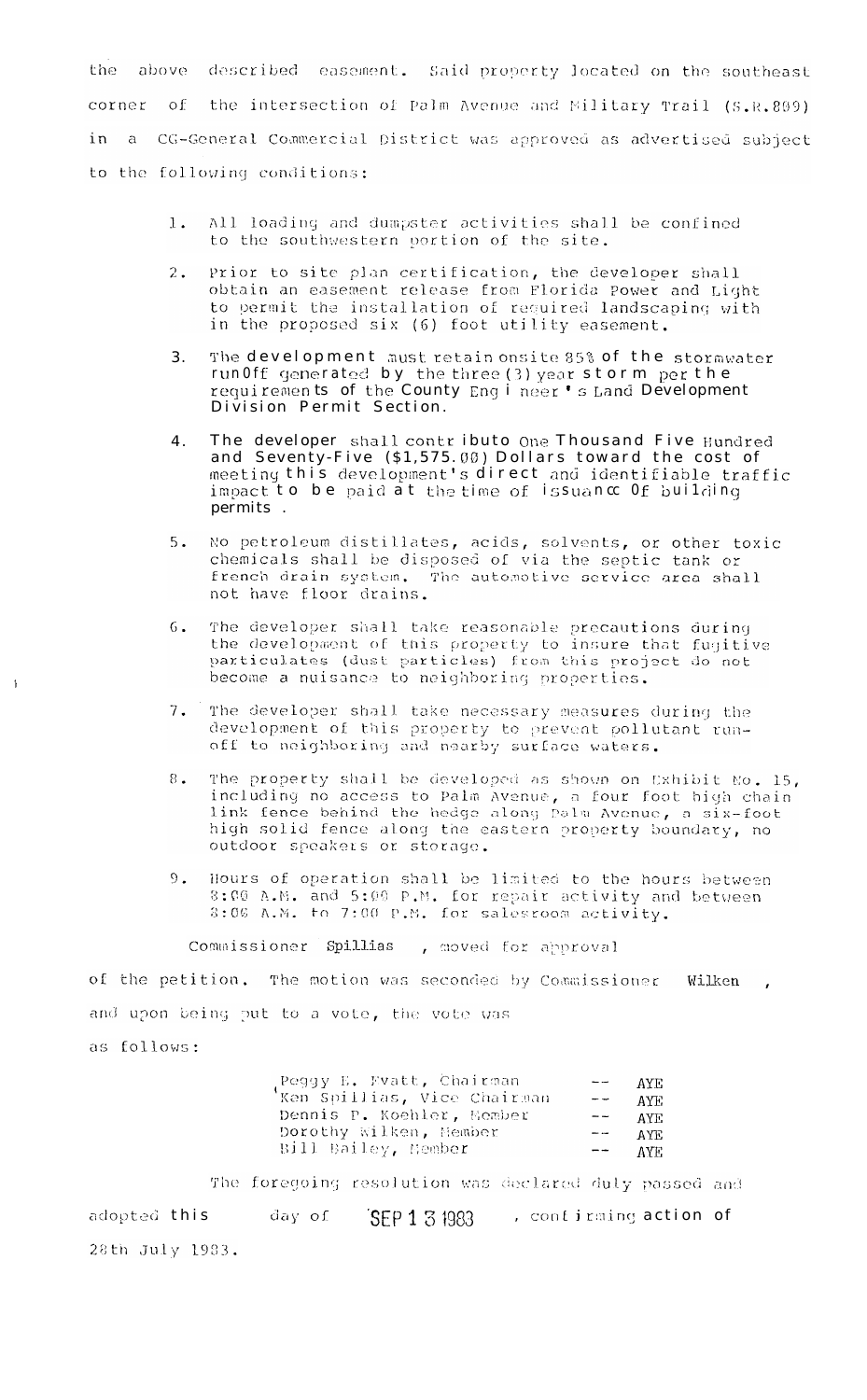the above described easement. Said property located on the southeast corner of the intersection of Palm Avenue and Military Trail (S.R.809) in a CG-General Commercial District was approved as advertised subject to the following conditions:

1. All loading and dumpster activities shall be confined to the southwestern portion of the site.

2. Prior to site plan certification, the developer shall obtain an easement release from Florida Power and Light to permit the installation of required landscaping with in the proposed six (6) foot utility easement.

3. The development must retain onsite 85% of the stormwater runOff generated by the three (3) year storm per the requirements of the County Engineer's Land Development Division Permit Section.

4. The developer shall contribute One Thousand Five Hundred and Seventy-Five ($1,575.00) Dollars toward the cost of meeting this development's direct and identifiable traffic impact to be paid at the time of issuance Of building permits.

5. No petroleum distillates, acids, solvents, or other toxic chemicals shall be disposed of via the septic tank or french drain system. The automotive service area shall not have floor drains.

6. The developer shall take reasonable precautions during the development of this property to insure that fugitive particulates (dust particles) from this project do not become a nuisance to neighboring properties.

7. The developer shall take necessary measures during the development of this property to prevent pollutant run-off to neighboring and nearby surface waters.

8. The property shall be developed as shown on Exhibit No. 15, including no access to Palm Avenue, a four foot high chain link fence behind the hedge along Palm Avenue, a six-foot high solid fence along the eastern property boundary, no outdoor speakers or storage.

9. Hours of operation shall be limited to the hours between 8:00 A.M. and 5:00 P.M. for repair activity and between 8:00 A.M. to 7:00 P.M. for salesroom activity.

Commissioner Spillias, moved for approval of the petition. The motion was seconded by Commissioner Wilken, and upon being put to a vote, the vote was as follows:

| | | |
|---|---|---|
| Peggy E. Evatt, Chairman | -- | AYE |
| Ken Spillias, Vice Chairman | -- | AYE |
| Dennis P. Koehler, Member | -- | AYE |
| Dorothy Wilken, Member | -- | AYE |
| Bill Bailey, Member | -- | AYE |

The foregoing resolution was declared duly passed and adopted this day of SEP 13 1983, confirming action of 28th July 1983.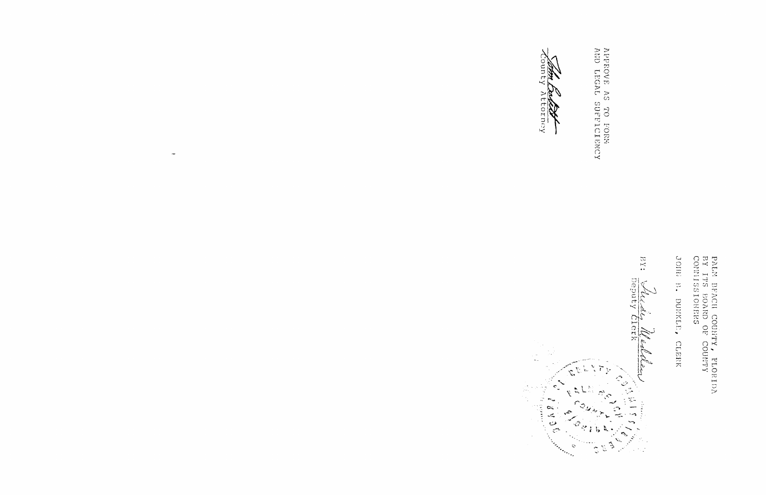APPROVE AS TO FORM
AND LEGAL SUFFICIENCY

County Attorney

PALM BEACH COUNTY, FLORIDA
BY ITS BOARD OF COUNTY
COMMISSIONERS

JOHN B. DUNKLE, CLERK

BY:
Deputy Clerk